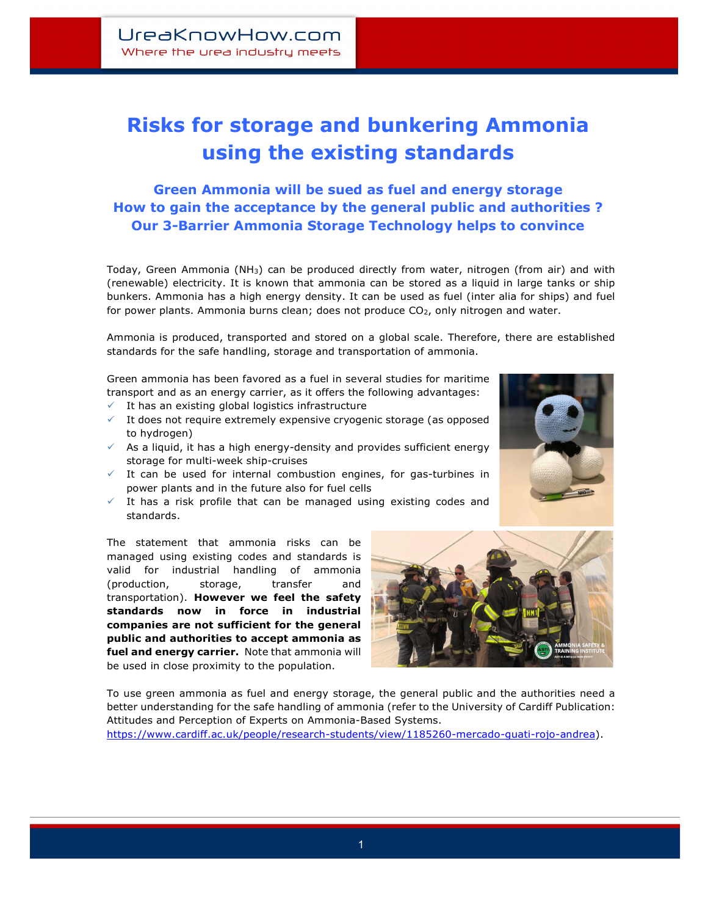# Risks for storage and bunkering Ammonia using the existing standards

### Green Ammonia will be sued as fuel and energy storage
### How to gain the acceptance by the general public and authorities ?
### Our 3-Barrier Ammonia Storage Technology helps to convince

Today, Green Ammonia ($NH_3$) can be produced directly from water, nitrogen (from air) and with (renewable) electricity. It is known that ammonia can be stored as a liquid in large tanks or ship bunkers. Ammonia has a high energy density. It can be used as fuel (inter alia for ships) and fuel for power plants. Ammonia burns clean; does not produce $CO_2$, only nitrogen and water.

Ammonia is produced, transported and stored on a global scale. Therefore, there are established standards for the safe handling, storage and transportation of ammonia.

Green ammonia has been favored as a fuel in several studies for maritime transport and as an energy carrier, as it offers the following advantages:

- ✓ It has an existing global logistics infrastructure
- ✓ It does not require extremely expensive cryogenic storage (as opposed to hydrogen)
- ✓ As a liquid, it has a high energy-density and provides sufficient energy storage for multi-week ship-cruises
- ✓ It can be used for internal combustion engines, for gas-turbines in power plants and in the future also for fuel cells
- ✓ It has a risk profile that can be managed using existing codes and standards.

The statement that ammonia risks can be managed using existing codes and standards is valid for industrial handling of ammonia (production, storage, transfer and transportation). **However we feel the safety standards now in force in industrial companies are not sufficient for the general public and authorities to accept ammonia as fuel and energy carrier.** Note that ammonia will be used in close proximity to the population.

To use green ammonia as fuel and energy storage, the general public and the authorities need a better understanding for the safe handling of ammonia (refer to the University of Cardiff Publication: Attitudes and Perception of Experts on Ammonia-Based Systems. https://www.cardiff.ac.uk/people/research-students/view/1185260-mercado-guati-rojo-andrea).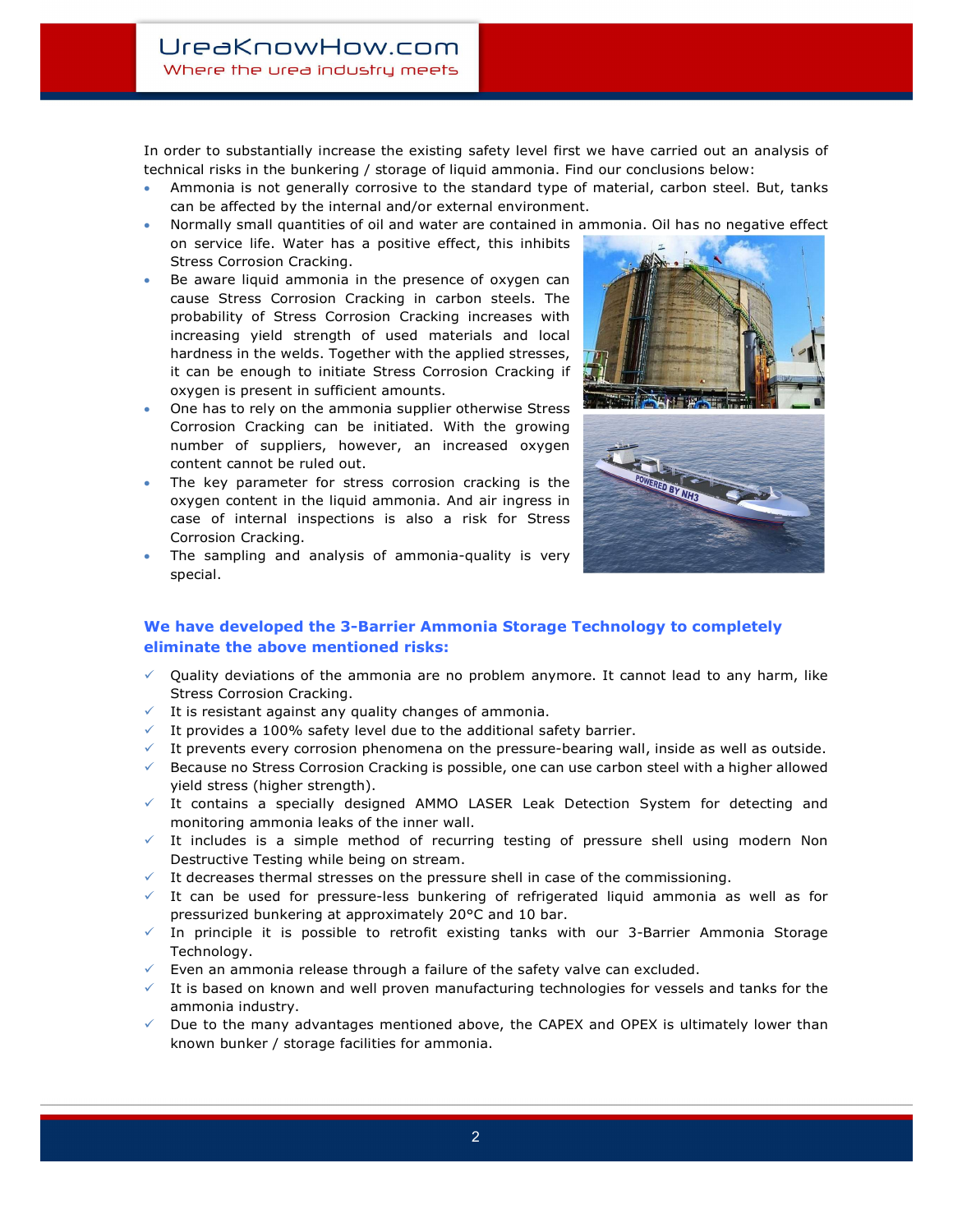In order to substantially increase the existing safety level first we have carried out an analysis of technical risks in the bunkering / storage of liquid ammonia. Find our conclusions below:

- Ammonia is not generally corrosive to the standard type of material, carbon steel. But, tanks can be affected by the internal and/or external environment.
- Normally small quantities of oil and water are contained in ammonia. Oil has no negative effect on service life. Water has a positive effect, this inhibits Stress Corrosion Cracking.
- Be aware liquid ammonia in the presence of oxygen can cause Stress Corrosion Cracking in carbon steels. The probability of Stress Corrosion Cracking increases with increasing yield strength of used materials and local hardness in the welds. Together with the applied stresses, it can be enough to initiate Stress Corrosion Cracking if oxygen is present in sufficient amounts.
- One has to rely on the ammonia supplier otherwise Stress Corrosion Cracking can be initiated. With the growing number of suppliers, however, an increased oxygen content cannot be ruled out.
- The key parameter for stress corrosion cracking is the oxygen content in the liquid ammonia. And air ingress in case of internal inspections is also a risk for Stress Corrosion Cracking.
- The sampling and analysis of ammonia-quality is very special.

**We have developed the 3-Barrier Ammonia Storage Technology to completely eliminate the above mentioned risks:**

- ✓ Quality deviations of the ammonia are no problem anymore. It cannot lead to any harm, like Stress Corrosion Cracking.
- ✓ It is resistant against any quality changes of ammonia.
- ✓ It provides a 100% safety level due to the additional safety barrier.
- ✓ It prevents every corrosion phenomena on the pressure-bearing wall, inside as well as outside.
- ✓ Because no Stress Corrosion Cracking is possible, one can use carbon steel with a higher allowed yield stress (higher strength).
- ✓ It contains a specially designed AMMO LASER Leak Detection System for detecting and monitoring ammonia leaks of the inner wall.
- ✓ It includes is a simple method of recurring testing of pressure shell using modern Non Destructive Testing while being on stream.
- ✓ It decreases thermal stresses on the pressure shell in case of the commissioning.
- ✓ It can be used for pressure-less bunkering of refrigerated liquid ammonia as well as for pressurized bunkering at approximately 20°C and 10 bar.
- ✓ In principle it is possible to retrofit existing tanks with our 3-Barrier Ammonia Storage Technology.
- ✓ Even an ammonia release through a failure of the safety valve can excluded.
- ✓ It is based on known and well proven manufacturing technologies for vessels and tanks for the ammonia industry.
- ✓ Due to the many advantages mentioned above, the CAPEX and OPEX is ultimately lower than known bunker / storage facilities for ammonia.